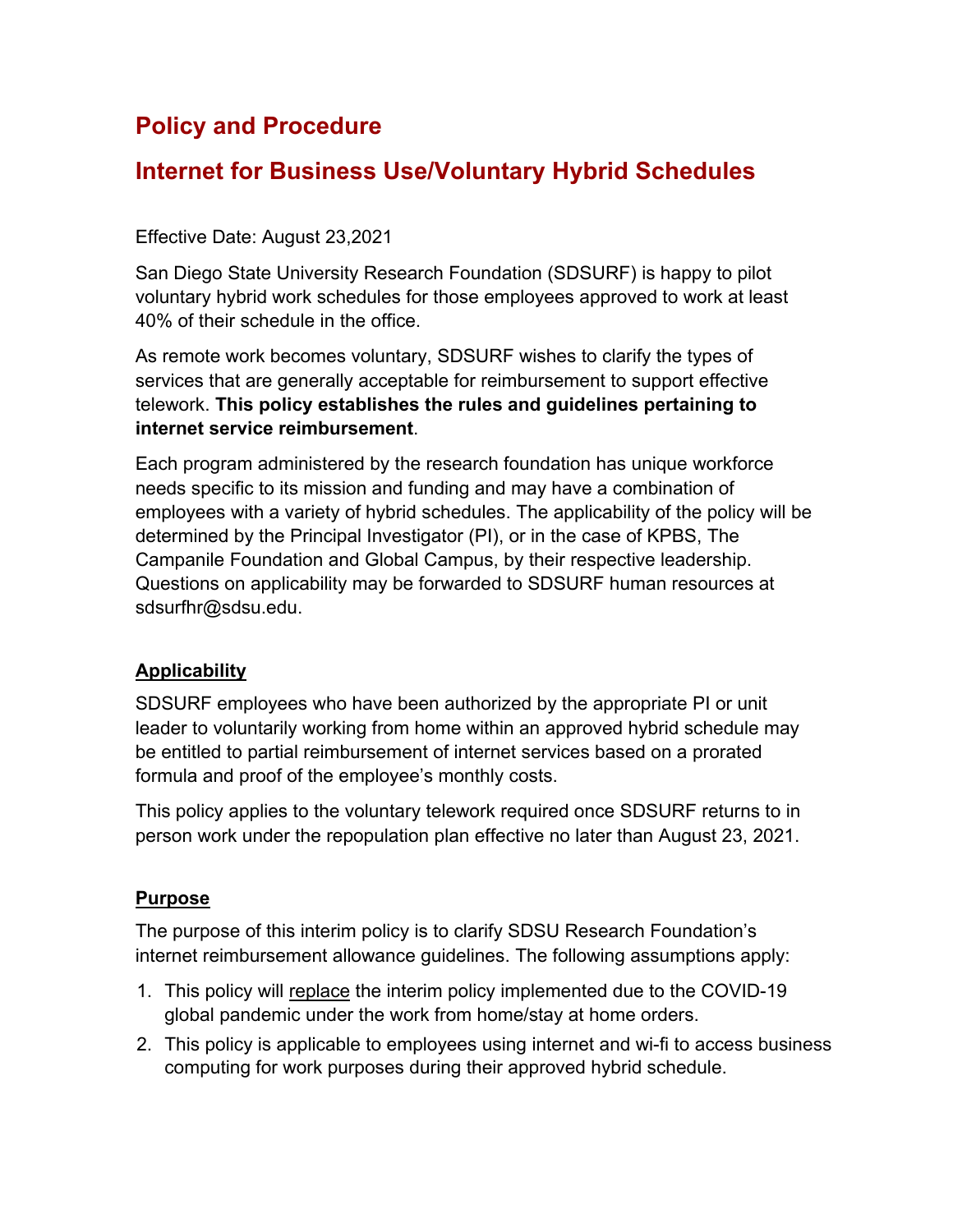# Policy and Procedure

# Internet for Business Use/Voluntary Hybrid Schedules

Effective Date: August 23,2021

San Diego State University Research Foundation (SDSURF) is happy to pilot voluntary hybrid work schedules for those employees approved to work at least 40% of their schedule in the office.

As remote work becomes voluntary, SDSURF wishes to clarify the types of services that are generally acceptable for reimbursement to support effective telework. **This policy establishes the rules and guidelines pertaining to internet service reimbursement**.

Each program administered by the research foundation has unique workforce needs specific to its mission and funding and may have a combination of employees with a variety of hybrid schedules. The applicability of the policy will be determined by the Principal Investigator (PI), or in the case of KPBS, The Campanile Foundation and Global Campus, by their respective leadership. Questions on applicability may be forwarded to SDSURF human resources at sdsurfhr@sdsu.edu.

## Applicability

SDSURF employees who have been authorized by the appropriate PI or unit leader to voluntarily working from home within an approved hybrid schedule may be entitled to partial reimbursement of internet services based on a prorated formula and proof of the employee's monthly costs.

This policy applies to the voluntary telework required once SDSURF returns to in person work under the repopulation plan effective no later than August 23, 2021.

## Purpose

The purpose of this interim policy is to clarify SDSU Research Foundation's internet reimbursement allowance guidelines. The following assumptions apply:

1. This policy will replace the interim policy implemented due to the COVID-19 global pandemic under the work from home/stay at home orders.
2. This policy is applicable to employees using internet and wi-fi to access business computing for work purposes during their approved hybrid schedule.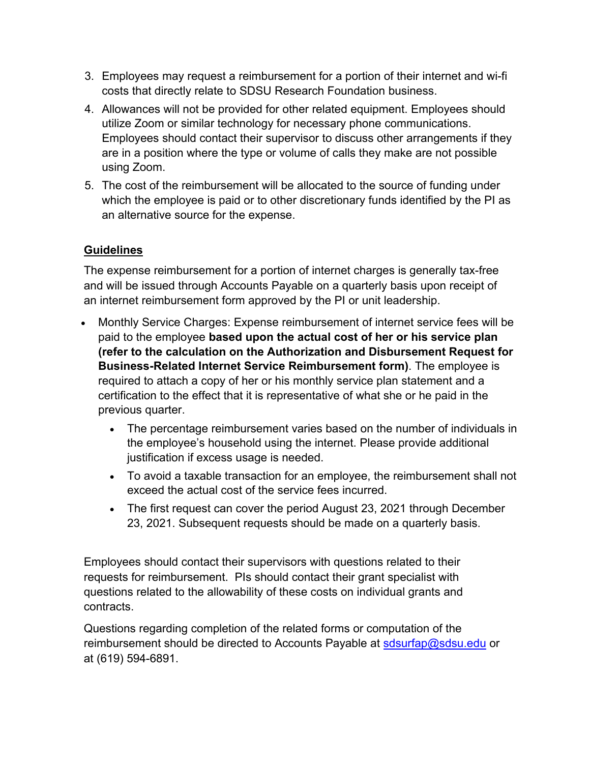3. Employees may request a reimbursement for a portion of their internet and wi-fi costs that directly relate to SDSU Research Foundation business.
4. Allowances will not be provided for other related equipment. Employees should utilize Zoom or similar technology for necessary phone communications. Employees should contact their supervisor to discuss other arrangements if they are in a position where the type or volume of calls they make are not possible using Zoom.
5. The cost of the reimbursement will be allocated to the source of funding under which the employee is paid or to other discretionary funds identified by the PI as an alternative source for the expense.

## Guidelines

The expense reimbursement for a portion of internet charges is generally tax-free and will be issued through Accounts Payable on a quarterly basis upon receipt of an internet reimbursement form approved by the PI or unit leadership.

- Monthly Service Charges: Expense reimbursement of internet service fees will be paid to the employee **based upon the actual cost of her or his service plan (refer to the calculation on the Authorization and Disbursement Request for Business-Related Internet Service Reimbursement form)**. The employee is required to attach a copy of her or his monthly service plan statement and a certification to the effect that it is representative of what she or he paid in the previous quarter.
    - The percentage reimbursement varies based on the number of individuals in the employee's household using the internet. Please provide additional justification if excess usage is needed.
    - To avoid a taxable transaction for an employee, the reimbursement shall not exceed the actual cost of the service fees incurred.
    - The first request can cover the period August 23, 2021 through December 23, 2021. Subsequent requests should be made on a quarterly basis.

Employees should contact their supervisors with questions related to their requests for reimbursement. PIs should contact their grant specialist with questions related to the allowability of these costs on individual grants and contracts.

Questions regarding completion of the related forms or computation of the reimbursement should be directed to Accounts Payable at sdsurfap@sdsu.edu or at (619) 594-6891.